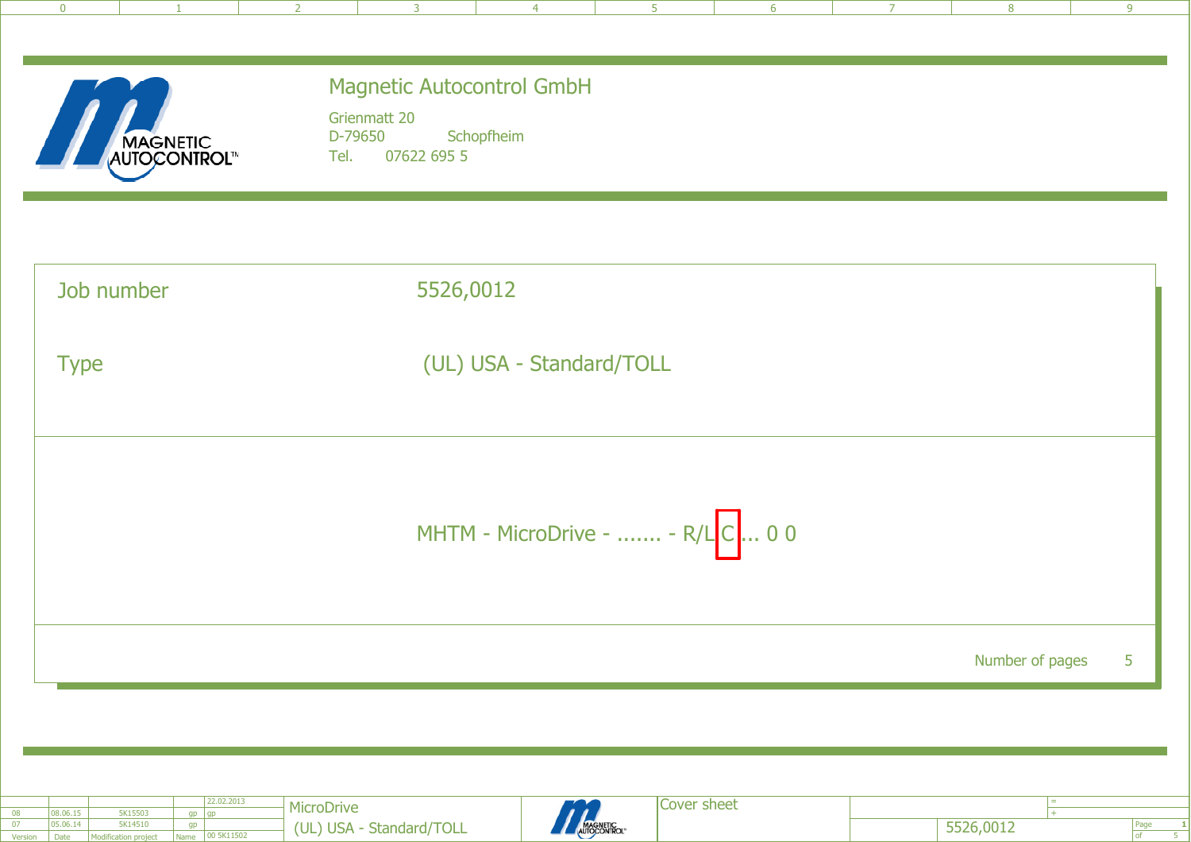# Magnetic Autocontrol GmbH

Grienmatt 20
D-79650 Schopfheim
Tel. 07622 695 5

| | |
|---|---|
| Job number | 5526,0012 |
| Type | (UL) USA - Standard/TOLL |

MHTM - MicroDrive - ....... - R/L C ... 0 0

Number of pages 5

| Version | Date | Modification project | Name | |
|---|---|---|---|---|
| | | | | 22.02.2013 |
| 08 | 08.06.15 | 5K15503 | gp | gp |
| 07 | 05.06.14 | 5K14510 | gp | |
| | | | | 00 5K11502 |

MicroDrive
(UL) USA - Standard/TOLL

Cover sheet

5526,0012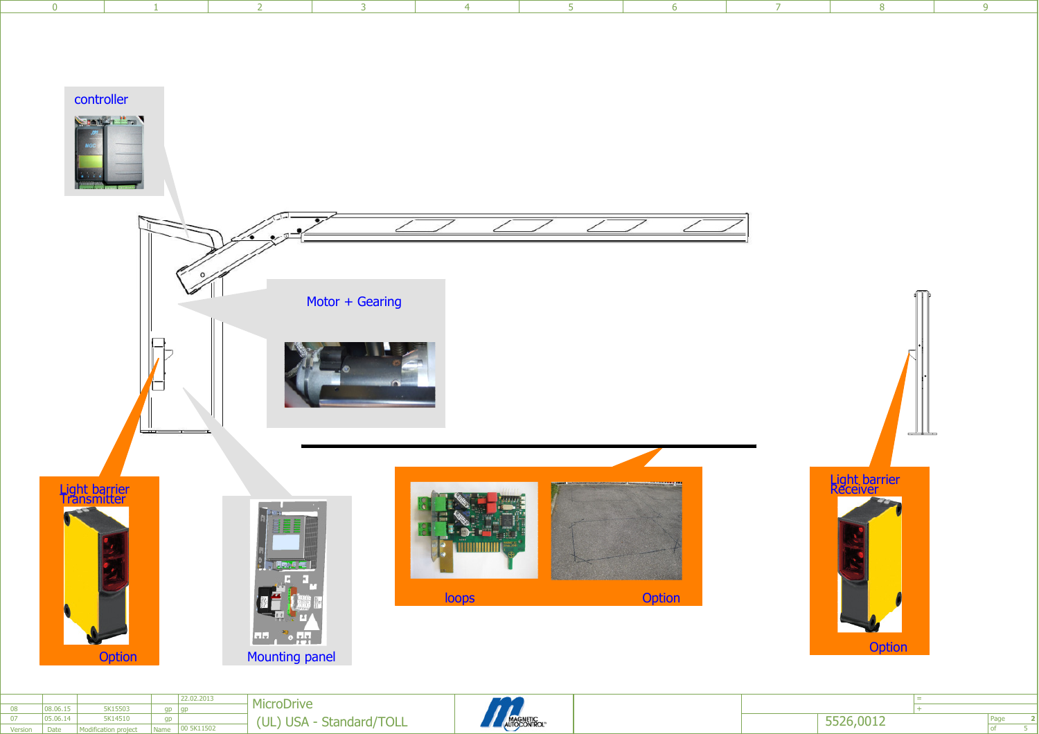controller

Motor + Gearing

Light barrier Transmitter

Option

Mounting panel

loops

Option

Light barrier Receiver

Option

| Version | Date | Modification project | Name | |
|---|---|---|---|---|
| 08 | 08.06.15 | 5K15503 | gp | gp |
| 07 | 05.06.14 | 5K14510 | gp | |
| | | | | 22.02.2013 |
| | | | | 00 5K11502 |

MicroDrive

(UL) USA - Standard/TOLL

5526,0012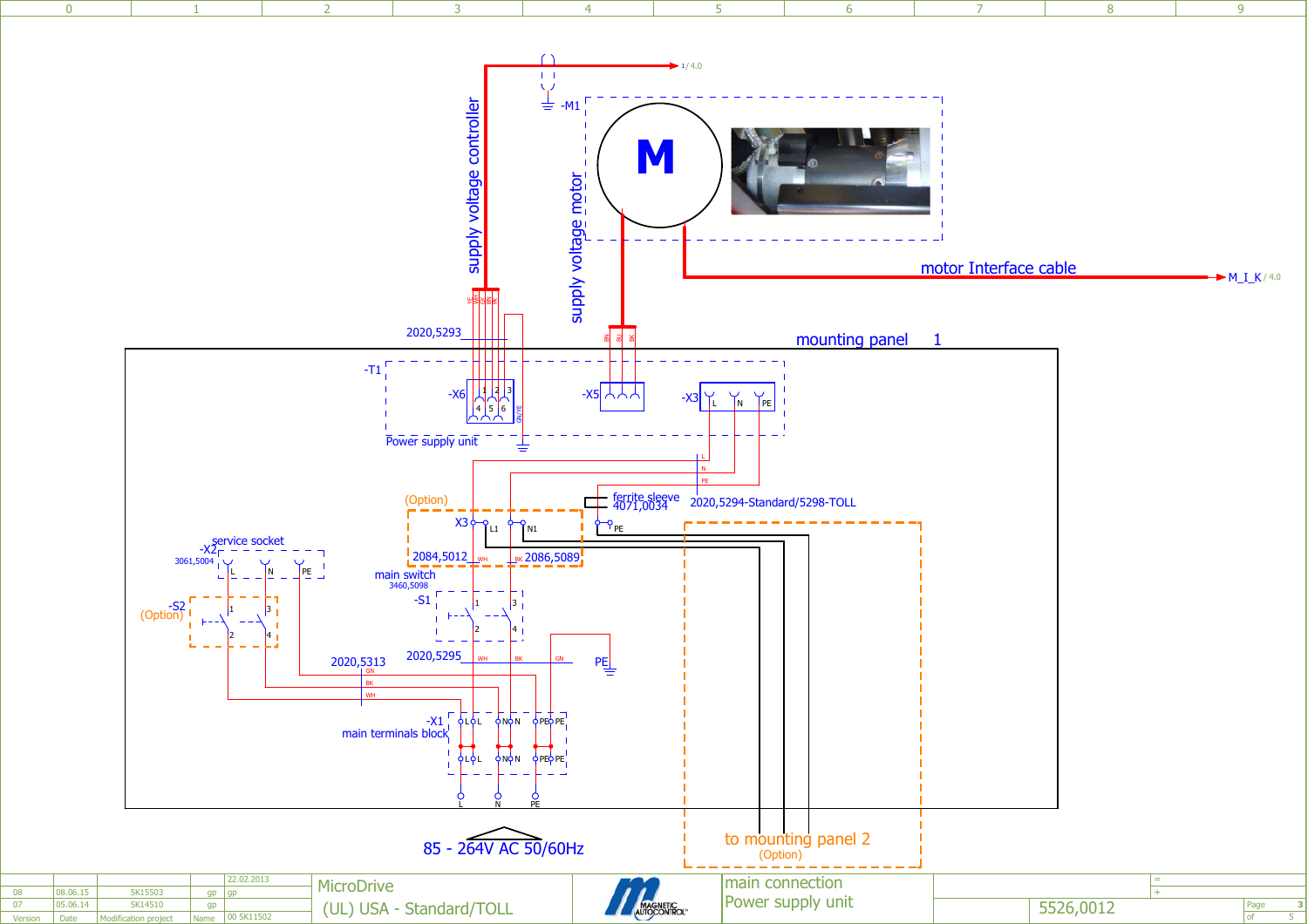supply voltage controller

-M1

M

supply voltage motor

motor Interface cable

M_I_K / 4.0

1 / 4.0

2020,5293

mounting panel 1

-T1

-X6

-X5

-X3 L N PE

Power supply unit

L N PE

(Option)

ferrite sleeve 4071,0034

2020,5294-Standard/5298-TOLL

X3 L1 N1 PE

2084,5012

2086,5089

service socket

-X2

3061,5004

main switch 3460,5098

-S1

-S2 (Option)

2020,5313

2020,5295

PE

-X1 main terminals block

L N PE

85 - 264V AC 50/60Hz

to mounting panel 2 (Option)

| Version | Date | Modification project | Name | |
|---|---|---|---|---|
| 08 | 08.06.15 | 5K15503 | gp | gp |
| 07 | 05.06.14 | 5K14510 | gp | 22.02.2013 |
| | | | | 00 5K11502 |

MicroDrive

(UL) USA - Standard/TOLL

MAGNETIC AUTOCONTROL

main connection

Power supply unit

5526,0012

Page 3 of 5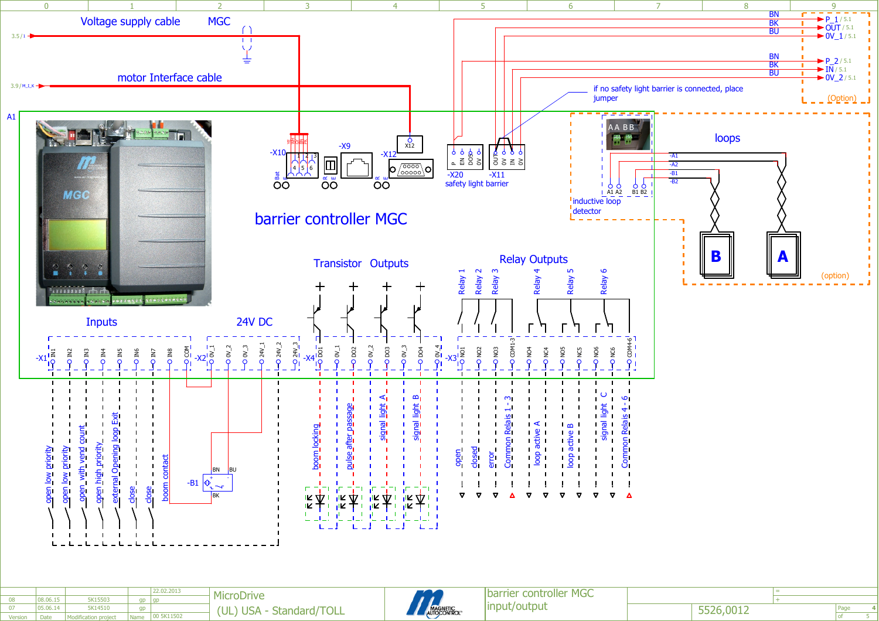# barrier controller MGC

Voltage supply cable — MGC

motor Interface cable

A1

-X10 — -X9 — -X12 — X12

-X20 — -X11

safety light barrier

P, EN, DO5, 0V — OUT, 0V, IN, 0V

| | | |
|---|---|---|
| BN | P_1 | / 5.1 |
| BK | OUT | / 5.1 |
| BU | 0V_1 | / 5.1 |
| BN | P_2 | / 5.1 |
| BK | IN | / 5.1 |
| BU | 0V_2 | / 5.1 |

(Option)

if no safety light barrier is connected, place jumper

loops

inductive loop detector

A1, A2, B1, B2 — -A1, -A2, -B1, -B2

B — A

(option)

## Inputs

-X1: IN1, IN2, IN3, IN4, IN5, IN6, IN7, IN8, COM

- IN1: open low priority
- IN2: open low priority
- IN3: open with vend count
- IN4: open high priority
- IN5: external Opening loop Exit
- IN6: close
- IN7: close
- IN8: boom contact

-B1 (BN, BU, BK)

## 24V DC

-X2: 0V_1, 0V_2, 0V_3, 24V_1, 24V_2, 24V_3

## Transistor Outputs

-X4: DO1, 0V_1, DO2, 0V_2, DO3, 0V_3, DO4, 0V_4

- DO1: boom locking
- DO2: pulse after passage
- DO3: signal light A
- DO4: signal light B

## Relay Outputs

Relay 1, Relay 2, Relay 3, Relay 4, Relay 5, Relay 6

-X3: NO1, NO2, NO3, COM1-3, NO4, NC4, NO5, NC5, NO6, NC6, COM4-6

- NO1: open
- NO2: closed
- NO3: error
- COM1-3: Common Relais 1 - 3
- NO4/NC4: loop active A
- NO5/NC5: loop active B
- NO6/NC6: signal light C
- COM4-6: Common Relais 4 - 6

| Version | Date | Modification project | Name |
|---|---|---|---|
| 08 | 08.06.15 | 5K15503 | gp |
| 07 | 05.06.14 | 5K14510 | gp |
| | | | 22.02.2013 gp 00 5K11502 |

MicroDrive (UL) USA - Standard/TOLL

barrier controller MGC input/output

5526,0012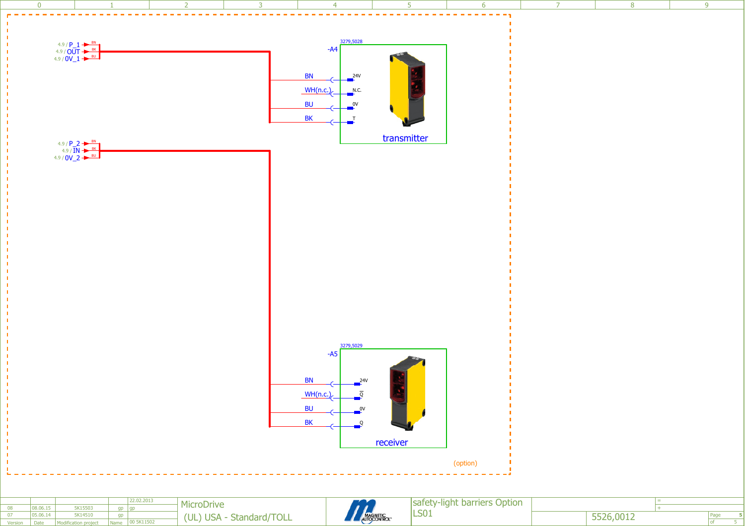4.9 / P_1 — BN
4.9 / OUT — BK
4.9 / 0V_1 — BU

3279,5028
-A4

BN — 24V
WH(n.c.) — N.C.
BU — 0V
BK — T

transmitter

4.9 / P_2 — BN
4.9 / IN — BK
4.9 / 0V_2 — BU

3279,5029
-A5

BN — 24V
WH(n.c.) — $\overline{Q}$
BU — 0V
BK — Q

receiver

(option)

| Version | Date | Modification project | Name | |
|---|---|---|---|---|
| 08 | 08.06.15 | 5K15503 | gp | gp |
| 07 | 05.06.14 | 5K14510 | gp | |
| | | | | 22.02.2013 |
| | | | | 00 5K11502 |

MicroDrive
(UL) USA - Standard/TOLL

MAGNETIC AUTOCONTROL

safety-light barriers Option
LS01

5526,0012